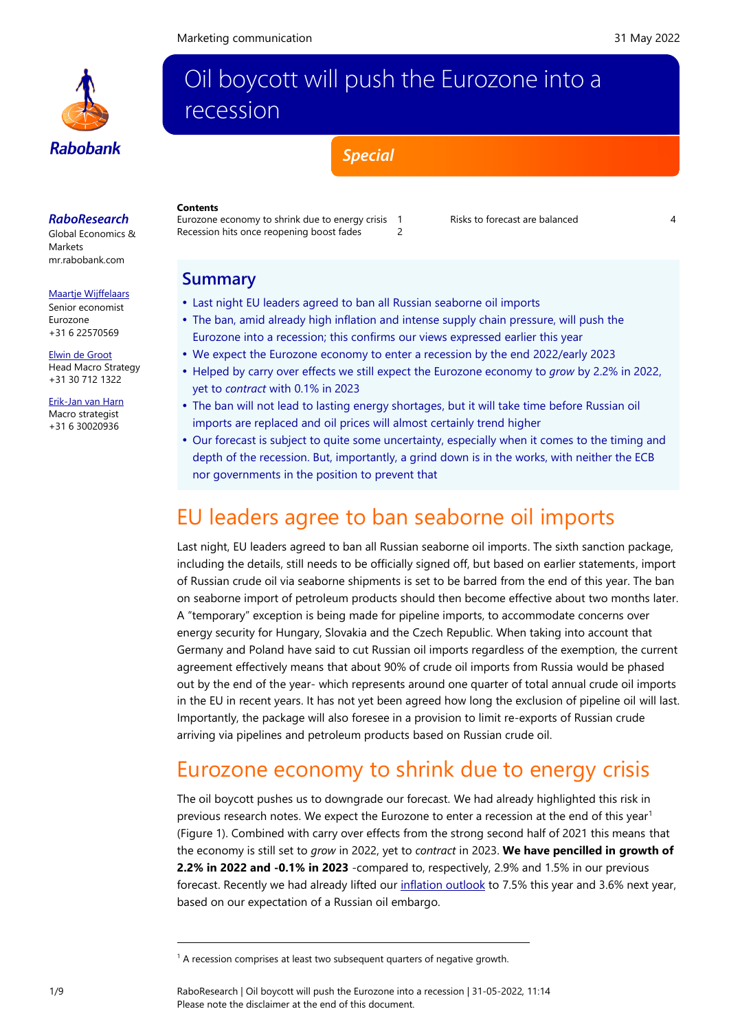Marketing communication

31 May 2022

# Oil boycott will push the Eurozone into a recession

**Special**

***RaboResearch***
Global Economics & Markets
mr.rabobank.com

Maartje Wijffelaars
Senior economist Eurozone
+31 6 22570569

Elwin de Groot
Head Macro Strategy
+31 30 712 1322

Erik-Jan van Harn
Macro strategist
+31 6 30020936

**Contents**

| | | | |
|---|---|---|---|
| Eurozone economy to shrink due to energy crisis | 1 | Risks to forecast are balanced | 4 |
| Recession hits once reopening boost fades | 2 | | |

## Summary

- Last night EU leaders agreed to ban all Russian seaborne oil imports
- The ban, amid already high inflation and intense supply chain pressure, will push the Eurozone into a recession; this confirms our views expressed earlier this year
- We expect the Eurozone economy to enter a recession by the end 2022/early 2023
- Helped by carry over effects we still expect the Eurozone economy to *grow* by 2.2% in 2022, yet to *contract* with 0.1% in 2023
- The ban will not lead to lasting energy shortages, but it will take time before Russian oil imports are replaced and oil prices will almost certainly trend higher
- Our forecast is subject to quite some uncertainty, especially when it comes to the timing and depth of the recession. But, importantly, a grind down is in the works, with neither the ECB nor governments in the position to prevent that

# EU leaders agree to ban seaborne oil imports

Last night, EU leaders agreed to ban all Russian seaborne oil imports. The sixth sanction package, including the details, still needs to be officially signed off, but based on earlier statements, import of Russian crude oil via seaborne shipments is set to be barred from the end of this year. The ban on seaborne import of petroleum products should then become effective about two months later. A "temporary" exception is being made for pipeline imports, to accommodate concerns over energy security for Hungary, Slovakia and the Czech Republic. When taking into account that Germany and Poland have said to cut Russian oil imports regardless of the exemption, the current agreement effectively means that about 90% of crude oil imports from Russia would be phased out by the end of the year- which represents around one quarter of total annual crude oil imports in the EU in recent years. It has not yet been agreed how long the exclusion of pipeline oil will last. Importantly, the package will also foresee in a provision to limit re-exports of Russian crude arriving via pipelines and petroleum products based on Russian crude oil.

# Eurozone economy to shrink due to energy crisis

The oil boycott pushes us to downgrade our forecast. We had already highlighted this risk in previous research notes. We expect the Eurozone to enter a recession at the end of this year[1] (Figure 1). Combined with carry over effects from the strong second half of 2021 this means that the economy is still set to *grow* in 2022, yet to *contract* in 2023. **We have pencilled in growth of 2.2% in 2022 and -0.1% in 2023** -compared to, respectively, 2.9% and 1.5% in our previous forecast. Recently we had already lifted our inflation outlook to 7.5% this year and 3.6% next year, based on our expectation of a Russian oil embargo.

[1] A recession comprises at least two subsequent quarters of negative growth.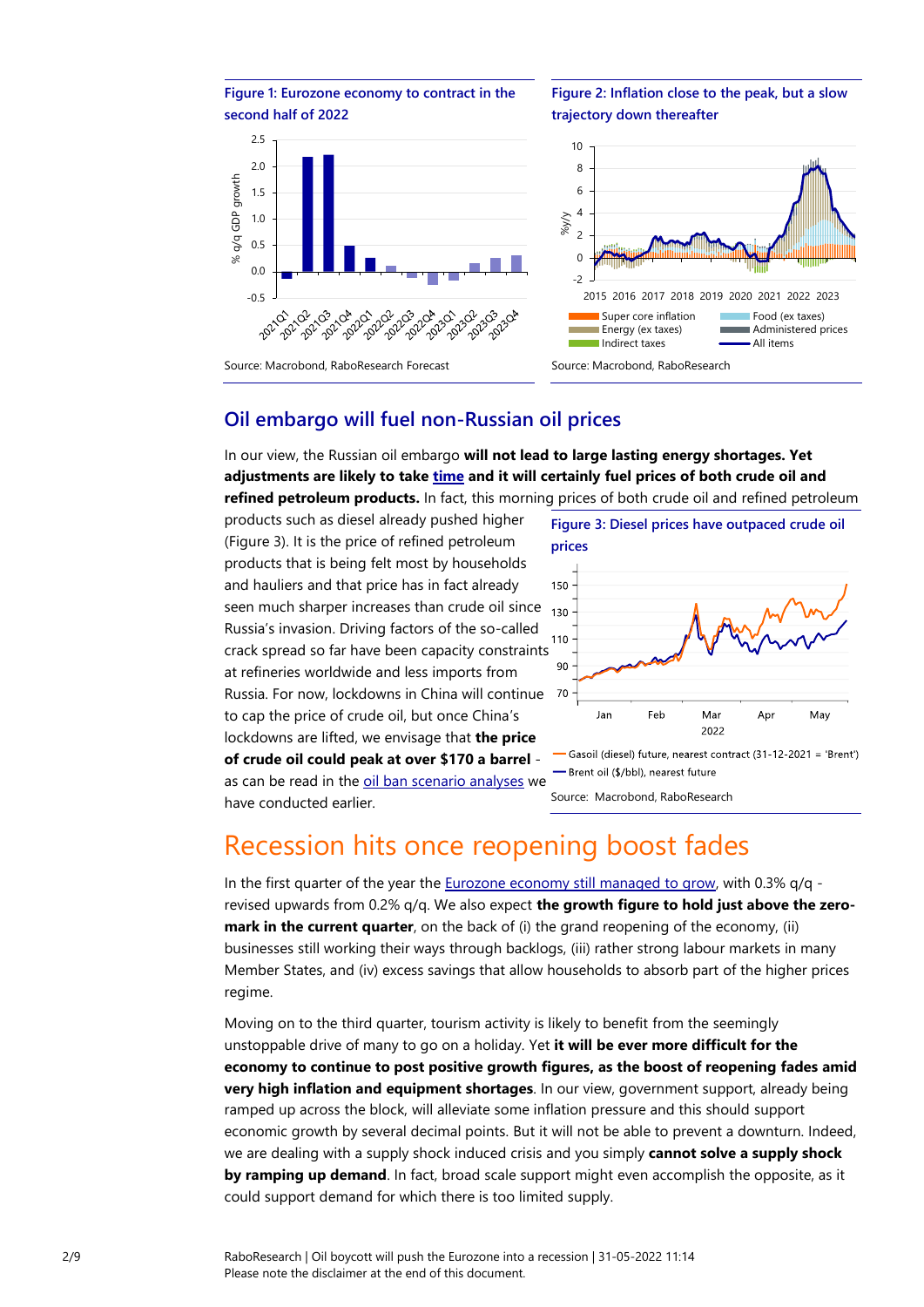**Figure 1: Eurozone economy to contract in the second half of 2022**

Source: Macrobond, RaboResearch Forecast

**Figure 2: Inflation close to the peak, but a slow trajectory down thereafter**

Source: Macrobond, RaboResearch

## Oil embargo will fuel non-Russian oil prices

In our view, the Russian oil embargo **will not lead to large lasting energy shortages. Yet adjustments are likely to take time and it will certainly fuel prices of both crude oil and refined petroleum products.** In fact, this morning prices of both crude oil and refined petroleum products such as diesel already pushed higher (Figure 3). It is the price of refined petroleum products that is being felt most by households and hauliers and that price has in fact already seen much sharper increases than crude oil since Russia's invasion. Driving factors of the so-called crack spread so far have been capacity constraints at refineries worldwide and less imports from Russia. For now, lockdowns in China will continue to cap the price of crude oil, but once China's lockdowns are lifted, we envisage that **the price of crude oil could peak at over $170 a barrel** - as can be read in the oil ban scenario analyses we have conducted earlier.

**Figure 3: Diesel prices have outpaced crude oil prices**

Source: Macrobond, RaboResearch

# Recession hits once reopening boost fades

In the first quarter of the year the Eurozone economy still managed to grow, with 0.3% q/q - revised upwards from 0.2% q/q. We also expect **the growth figure to hold just above the zero-mark in the current quarter**, on the back of (i) the grand reopening of the economy, (ii) businesses still working their ways through backlogs, (iii) rather strong labour markets in many Member States, and (iv) excess savings that allow households to absorb part of the higher prices regime.

Moving on to the third quarter, tourism activity is likely to benefit from the seemingly unstoppable drive of many to go on a holiday. Yet **it will be ever more difficult for the economy to continue to post positive growth figures, as the boost of reopening fades amid very high inflation and equipment shortages**. In our view, government support, already being ramped up across the block, will alleviate some inflation pressure and this should support economic growth by several decimal points. But it will not be able to prevent a downturn. Indeed, we are dealing with a supply shock induced crisis and you simply **cannot solve a supply shock by ramping up demand**. In fact, broad scale support might even accomplish the opposite, as it could support demand for which there is too limited supply.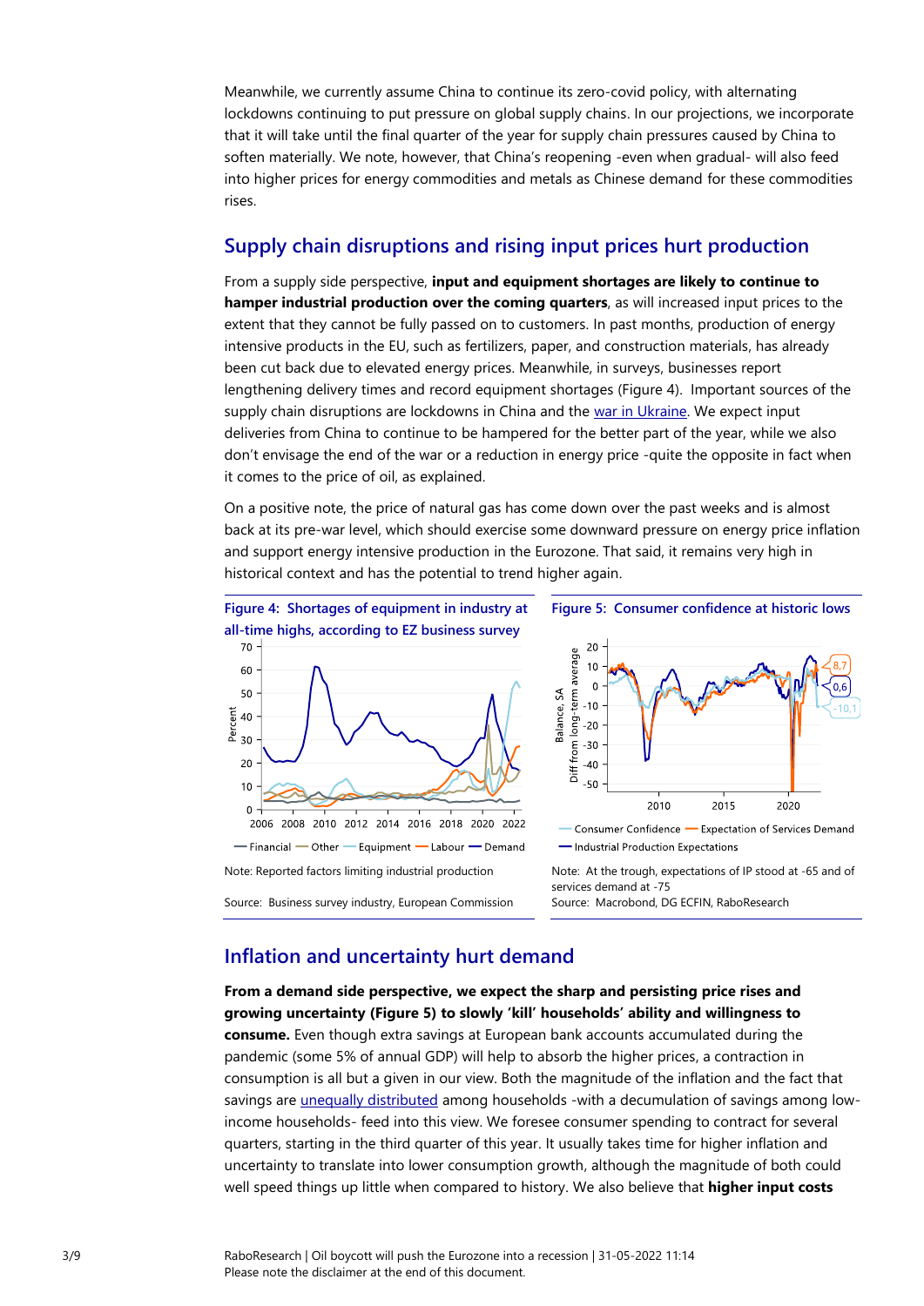Meanwhile, we currently assume China to continue its zero-covid policy, with alternating lockdowns continuing to put pressure on global supply chains. In our projections, we incorporate that it will take until the final quarter of the year for supply chain pressures caused by China to soften materially. We note, however, that China's reopening -even when gradual- will also feed into higher prices for energy commodities and metals as Chinese demand for these commodities rises.

## Supply chain disruptions and rising input prices hurt production

From a supply side perspective, **input and equipment shortages are likely to continue to hamper industrial production over the coming quarters**, as will increased input prices to the extent that they cannot be fully passed on to customers. In past months, production of energy intensive products in the EU, such as fertilizers, paper, and construction materials, has already been cut back due to elevated energy prices. Meanwhile, in surveys, businesses report lengthening delivery times and record equipment shortages (Figure 4). Important sources of the supply chain disruptions are lockdowns in China and the war in Ukraine. We expect input deliveries from China to continue to be hampered for the better part of the year, while we also don't envisage the end of the war or a reduction in energy price -quite the opposite in fact when it comes to the price of oil, as explained.

On a positive note, the price of natural gas has come down over the past weeks and is almost back at its pre-war level, which should exercise some downward pressure on energy price inflation and support energy intensive production in the Eurozone. That said, it remains very high in historical context and has the potential to trend higher again.

**Figure 4: Shortages of equipment in industry at all-time highs, according to EZ business survey**

Note: Reported factors limiting industrial production

Source: Business survey industry, European Commission

**Figure 5: Consumer confidence at historic lows**

Note: At the trough, expectations of IP stood at -65 and of services demand at -75

Source: Macrobond, DG ECFIN, RaboResearch

## Inflation and uncertainty hurt demand

**From a demand side perspective, we expect the sharp and persisting price rises and growing uncertainty (Figure 5) to slowly 'kill' households' ability and willingness to consume.** Even though extra savings at European bank accounts accumulated during the pandemic (some 5% of annual GDP) will help to absorb the higher prices, a contraction in consumption is all but a given in our view. Both the magnitude of the inflation and the fact that savings are unequally distributed among households -with a decumulation of savings among low-income households- feed into this view. We foresee consumer spending to contract for several quarters, starting in the third quarter of this year. It usually takes time for higher inflation and uncertainty to translate into lower consumption growth, although the magnitude of both could well speed things up little when compared to history. We also believe that **higher input costs**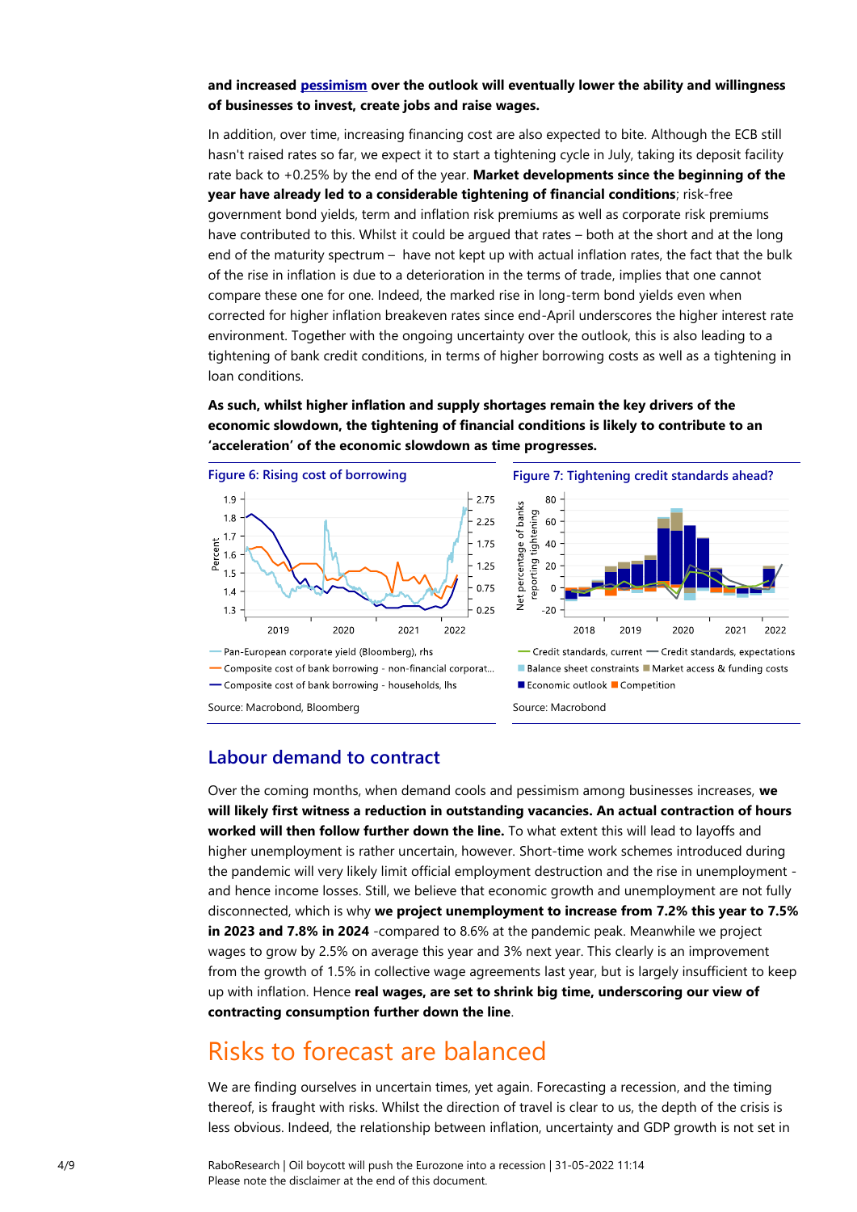**and increased pessimism over the outlook will eventually lower the ability and willingness of businesses to invest, create jobs and raise wages.**

In addition, over time, increasing financing cost are also expected to bite. Although the ECB still hasn't raised rates so far, we expect it to start a tightening cycle in July, taking its deposit facility rate back to +0.25% by the end of the year. **Market developments since the beginning of the year have already led to a considerable tightening of financial conditions**; risk-free government bond yields, term and inflation risk premiums as well as corporate risk premiums have contributed to this. Whilst it could be argued that rates – both at the short and at the long end of the maturity spectrum – have not kept up with actual inflation rates, the fact that the bulk of the rise in inflation is due to a deterioration in the terms of trade, implies that one cannot compare these one for one. Indeed, the marked rise in long-term bond yields even when corrected for higher inflation breakeven rates since end-April underscores the higher interest rate environment. Together with the ongoing uncertainty over the outlook, this is also leading to a tightening of bank credit conditions, in terms of higher borrowing costs as well as a tightening in loan conditions.

**As such, whilst higher inflation and supply shortages remain the key drivers of the economic slowdown, the tightening of financial conditions is likely to contribute to an 'acceleration' of the economic slowdown as time progresses.**

Figure 6: Rising cost of borrowing

Source: Macrobond, Bloomberg

Figure 7: Tightening credit standards ahead?

Source: Macrobond

## Labour demand to contract

Over the coming months, when demand cools and pessimism among businesses increases, **we will likely first witness a reduction in outstanding vacancies. An actual contraction of hours worked will then follow further down the line.** To what extent this will lead to layoffs and higher unemployment is rather uncertain, however. Short-time work schemes introduced during the pandemic will very likely limit official employment destruction and the rise in unemployment - and hence income losses. Still, we believe that economic growth and unemployment are not fully disconnected, which is why **we project unemployment to increase from 7.2% this year to 7.5% in 2023 and 7.8% in 2024** -compared to 8.6% at the pandemic peak. Meanwhile we project wages to grow by 2.5% on average this year and 3% next year. This clearly is an improvement from the growth of 1.5% in collective wage agreements last year, but is largely insufficient to keep up with inflation. Hence **real wages, are set to shrink big time, underscoring our view of contracting consumption further down the line**.

# Risks to forecast are balanced

We are finding ourselves in uncertain times, yet again. Forecasting a recession, and the timing thereof, is fraught with risks. Whilst the direction of travel is clear to us, the depth of the crisis is less obvious. Indeed, the relationship between inflation, uncertainty and GDP growth is not set in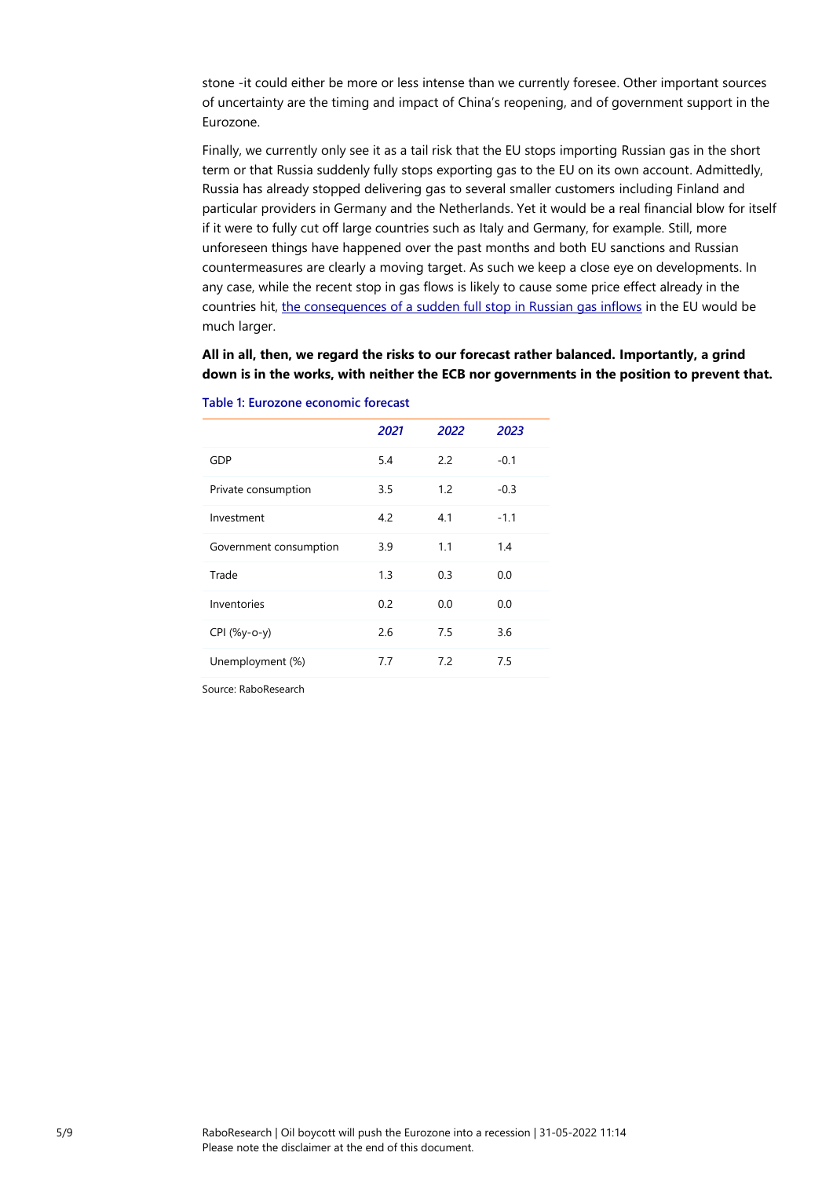stone -it could either be more or less intense than we currently foresee. Other important sources of uncertainty are the timing and impact of China's reopening, and of government support in the Eurozone.

Finally, we currently only see it as a tail risk that the EU stops importing Russian gas in the short term or that Russia suddenly fully stops exporting gas to the EU on its own account. Admittedly, Russia has already stopped delivering gas to several smaller customers including Finland and particular providers in Germany and the Netherlands. Yet it would be a real financial blow for itself if it were to fully cut off large countries such as Italy and Germany, for example. Still, more unforeseen things have happened over the past months and both EU sanctions and Russian countermeasures are clearly a moving target. As such we keep a close eye on developments. In any case, while the recent stop in gas flows is likely to cause some price effect already in the countries hit, [the consequences of a sudden full stop in Russian gas inflows]() in the EU would be much larger.

**All in all, then, we regard the risks to our forecast rather balanced. Importantly, a grind down is in the works, with neither the ECB nor governments in the position to prevent that.**

**Table 1: Eurozone economic forecast**

| | *2021* | *2022* | *2023* |
|---|---|---|---|
| GDP | 5.4 | 2.2 | -0.1 |
| Private consumption | 3.5 | 1.2 | -0.3 |
| Investment | 4.2 | 4.1 | -1.1 |
| Government consumption | 3.9 | 1.1 | 1.4 |
| Trade | 1.3 | 0.3 | 0.0 |
| Inventories | 0.2 | 0.0 | 0.0 |
| CPI (%y-o-y) | 2.6 | 7.5 | 3.6 |
| Unemployment (%) | 7.7 | 7.2 | 7.5 |

Source: RaboResearch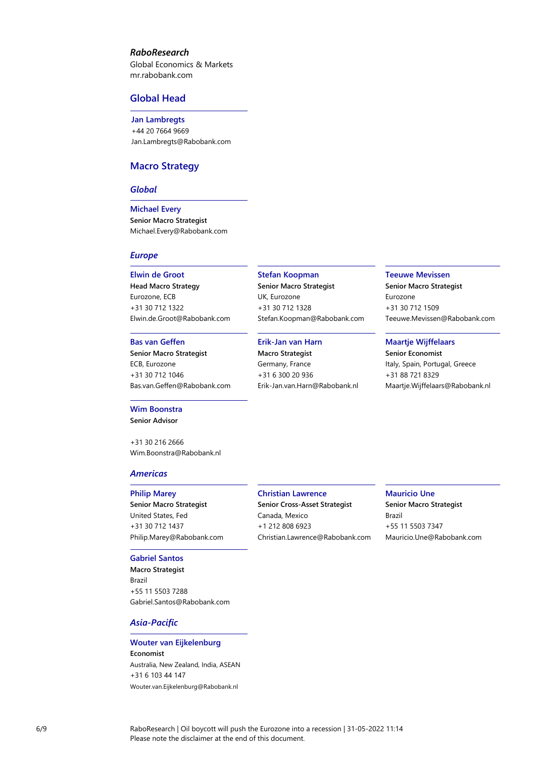***RaboResearch***

Global Economics & Markets
mr.rabobank.com

## Global Head

**Jan Lambregts**
+44 20 7664 9669
Jan.Lambregts@Rabobank.com

## Macro Strategy

### *Global*

**Michael Every**
**Senior Macro Strategist**
Michael.Every@Rabobank.com

### *Europe*

**Elwin de Groot**
**Head Macro Strategy**
Eurozone, ECB
+31 30 712 1322
Elwin.de.Groot@Rabobank.com

**Stefan Koopman**
**Senior Macro Strategist**
UK, Eurozone
+31 30 712 1328
Stefan.Koopman@Rabobank.com

**Teeuwe Mevissen**
**Senior Macro Strategist**
Eurozone
+31 30 712 1509
Teeuwe.Mevissen@Rabobank.com

**Bas van Geffen**
**Senior Macro Strategist**
ECB, Eurozone
+31 30 712 1046
Bas.van.Geffen@Rabobank.com

**Erik-Jan van Harn**
**Macro Strategist**
Germany, France
+31 6 300 20 936
Erik-Jan.van.Harn@Rabobank.nl

**Maartje Wijffelaars**
**Senior Economist**
Italy, Spain, Portugal, Greece
+31 88 721 8329
Maartje.Wijffelaars@Rabobank.nl

**Wim Boonstra**
**Senior Advisor**

+31 30 216 2666
Wim.Boonstra@Rabobank.nl

### *Americas*

**Philip Marey**
**Senior Macro Strategist**
United States, Fed
+31 30 712 1437
Philip.Marey@Rabobank.com

**Christian Lawrence**
**Senior Cross-Asset Strategist**
Canada, Mexico
+1 212 808 6923
Christian.Lawrence@Rabobank.com

**Mauricio Une**
**Senior Macro Strategist**
Brazil
+55 11 5503 7347
Mauricio.Une@Rabobank.com

**Gabriel Santos**
**Macro Strategist**
Brazil
+55 11 5503 7288
Gabriel.Santos@Rabobank.com

### *Asia-Pacific*

**Wouter van Eijkelenburg**
**Economist**
Australia, New Zealand, India, ASEAN
+31 6 103 44 147
Wouter.van.Eijkelenburg@Rabobank.nl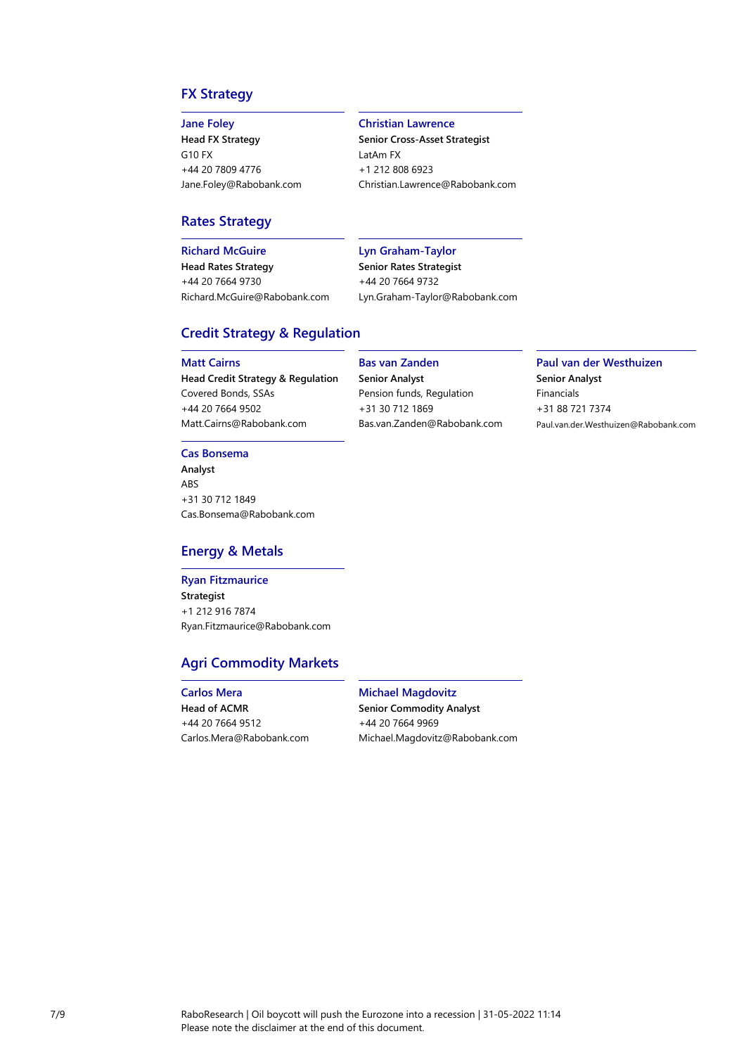## FX Strategy

**Jane Foley**
**Head FX Strategy**
G10 FX
+44 20 7809 4776
Jane.Foley@Rabobank.com

**Christian Lawrence**
**Senior Cross-Asset Strategist**
LatAm FX
+1 212 808 6923
Christian.Lawrence@Rabobank.com

## Rates Strategy

**Richard McGuire**
**Head Rates Strategy**
+44 20 7664 9730
Richard.McGuire@Rabobank.com

**Lyn Graham-Taylor**
**Senior Rates Strategist**
+44 20 7664 9732
Lyn.Graham-Taylor@Rabobank.com

## Credit Strategy & Regulation

**Matt Cairns**
**Head Credit Strategy & Regulation**
Covered Bonds, SSAs
+44 20 7664 9502
Matt.Cairns@Rabobank.com

**Bas van Zanden**
**Senior Analyst**
Pension funds, Regulation
+31 30 712 1869
Bas.van.Zanden@Rabobank.com

**Paul van der Westhuizen**
**Senior Analyst**
Financials
+31 88 721 7374
Paul.van.der.Westhuizen@Rabobank.com

**Cas Bonsema**
**Analyst**
ABS
+31 30 712 1849
Cas.Bonsema@Rabobank.com

## Energy & Metals

**Ryan Fitzmaurice**
**Strategist**
+1 212 916 7874
Ryan.Fitzmaurice@Rabobank.com

## Agri Commodity Markets

**Carlos Mera**
**Head of ACMR**
+44 20 7664 9512
Carlos.Mera@Rabobank.com

**Michael Magdovitz**
**Senior Commodity Analyst**
+44 20 7664 9969
Michael.Magdovitz@Rabobank.com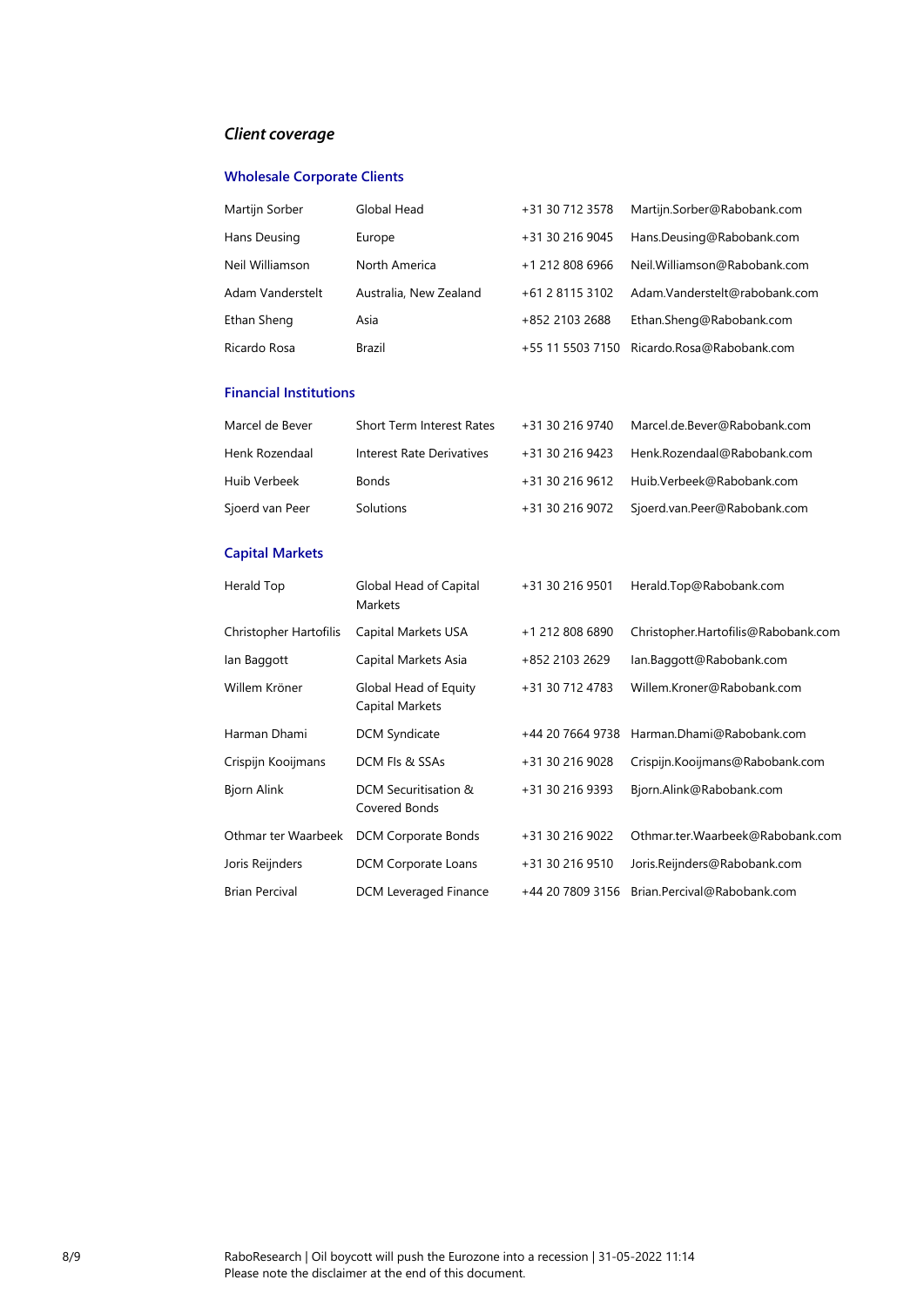## *Client coverage*

### Wholesale Corporate Clients

| | | | |
|---|---|---|---|
| Martijn Sorber | Global Head | +31 30 712 3578 | Martijn.Sorber@Rabobank.com |
| Hans Deusing | Europe | +31 30 216 9045 | Hans.Deusing@Rabobank.com |
| Neil Williamson | North America | +1 212 808 6966 | Neil.Williamson@Rabobank.com |
| Adam Vanderstelt | Australia, New Zealand | +61 2 8115 3102 | Adam.Vanderstelt@rabobank.com |
| Ethan Sheng | Asia | +852 2103 2688 | Ethan.Sheng@Rabobank.com |
| Ricardo Rosa | Brazil | +55 11 5503 7150 | Ricardo.Rosa@Rabobank.com |

### Financial Institutions

| | | | |
|---|---|---|---|
| Marcel de Bever | Short Term Interest Rates | +31 30 216 9740 | Marcel.de.Bever@Rabobank.com |
| Henk Rozendaal | Interest Rate Derivatives | +31 30 216 9423 | Henk.Rozendaal@Rabobank.com |
| Huib Verbeek | Bonds | +31 30 216 9612 | Huib.Verbeek@Rabobank.com |
| Sjoerd van Peer | Solutions | +31 30 216 9072 | Sjoerd.van.Peer@Rabobank.com |

### Capital Markets

| | | | |
|---|---|---|---|
| Herald Top | Global Head of Capital Markets | +31 30 216 9501 | Herald.Top@Rabobank.com |
| Christopher Hartofilis | Capital Markets USA | +1 212 808 6890 | Christopher.Hartofilis@Rabobank.com |
| Ian Baggott | Capital Markets Asia | +852 2103 2629 | Ian.Baggott@Rabobank.com |
| Willem Kröner | Global Head of Equity Capital Markets | +31 30 712 4783 | Willem.Kroner@Rabobank.com |
| Harman Dhami | DCM Syndicate | +44 20 7664 9738 | Harman.Dhami@Rabobank.com |
| Crispijn Kooijmans | DCM FIs & SSAs | +31 30 216 9028 | Crispijn.Kooijmans@Rabobank.com |
| Bjorn Alink | DCM Securitisation & Covered Bonds | +31 30 216 9393 | Bjorn.Alink@Rabobank.com |
| Othmar ter Waarbeek | DCM Corporate Bonds | +31 30 216 9022 | Othmar.ter.Waarbeek@Rabobank.com |
| Joris Reijnders | DCM Corporate Loans | +31 30 216 9510 | Joris.Reijnders@Rabobank.com |
| Brian Percival | DCM Leveraged Finance | +44 20 7809 3156 | Brian.Percival@Rabobank.com |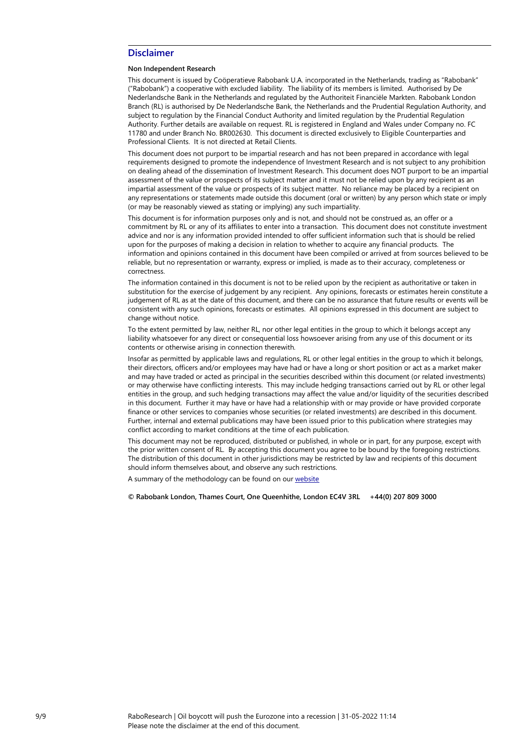## Disclaimer

**Non Independent Research**

This document is issued by Coöperatieve Rabobank U.A. incorporated in the Netherlands, trading as "Rabobank" ("Rabobank") a cooperative with excluded liability. The liability of its members is limited. Authorised by De Nederlandsche Bank in the Netherlands and regulated by the Authoriteit Financiële Markten. Rabobank London Branch (RL) is authorised by De Nederlandsche Bank, the Netherlands and the Prudential Regulation Authority, and subject to regulation by the Financial Conduct Authority and limited regulation by the Prudential Regulation Authority. Further details are available on request. RL is registered in England and Wales under Company no. FC 11780 and under Branch No. BR002630. This document is directed exclusively to Eligible Counterparties and Professional Clients. It is not directed at Retail Clients.

This document does not purport to be impartial research and has not been prepared in accordance with legal requirements designed to promote the independence of Investment Research and is not subject to any prohibition on dealing ahead of the dissemination of Investment Research. This document does NOT purport to be an impartial assessment of the value or prospects of its subject matter and it must not be relied upon by any recipient as an impartial assessment of the value or prospects of its subject matter. No reliance may be placed by a recipient on any representations or statements made outside this document (oral or written) by any person which state or imply (or may be reasonably viewed as stating or implying) any such impartiality.

This document is for information purposes only and is not, and should not be construed as, an offer or a commitment by RL or any of its affiliates to enter into a transaction. This document does not constitute investment advice and nor is any information provided intended to offer sufficient information such that is should be relied upon for the purposes of making a decision in relation to whether to acquire any financial products. The information and opinions contained in this document have been compiled or arrived at from sources believed to be reliable, but no representation or warranty, express or implied, is made as to their accuracy, completeness or correctness.

The information contained in this document is not to be relied upon by the recipient as authoritative or taken in substitution for the exercise of judgement by any recipient. Any opinions, forecasts or estimates herein constitute a judgement of RL as at the date of this document, and there can be no assurance that future results or events will be consistent with any such opinions, forecasts or estimates. All opinions expressed in this document are subject to change without notice.

To the extent permitted by law, neither RL, nor other legal entities in the group to which it belongs accept any liability whatsoever for any direct or consequential loss howsoever arising from any use of this document or its contents or otherwise arising in connection therewith.

Insofar as permitted by applicable laws and regulations, RL or other legal entities in the group to which it belongs, their directors, officers and/or employees may have had or have a long or short position or act as a market maker and may have traded or acted as principal in the securities described within this document (or related investments) or may otherwise have conflicting interests. This may include hedging transactions carried out by RL or other legal entities in the group, and such hedging transactions may affect the value and/or liquidity of the securities described in this document. Further it may have or have had a relationship with or may provide or have provided corporate finance or other services to companies whose securities (or related investments) are described in this document. Further, internal and external publications may have been issued prior to this publication where strategies may conflict according to market conditions at the time of each publication.

This document may not be reproduced, distributed or published, in whole or in part, for any purpose, except with the prior written consent of RL. By accepting this document you agree to be bound by the foregoing restrictions. The distribution of this document in other jurisdictions may be restricted by law and recipients of this document should inform themselves about, and observe any such restrictions.

A summary of the methodology can be found on our website

**© Rabobank London, Thames Court, One Queenhithe, London EC4V 3RL +44(0) 207 809 3000**